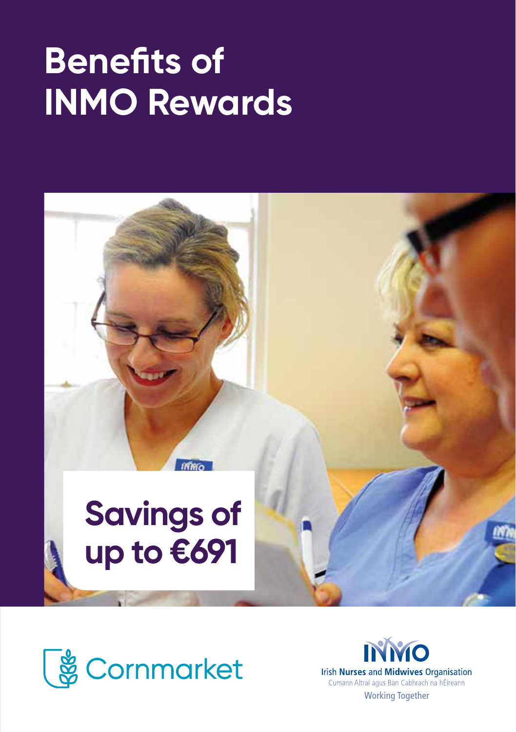# Benefits of INMO Rewards

## Savings of up to €691

Cornmarket

INMO
Irish Nurses and Midwives Organisation
Cumann Altraí agus Ban Cabhrach na hÉireann
Working Together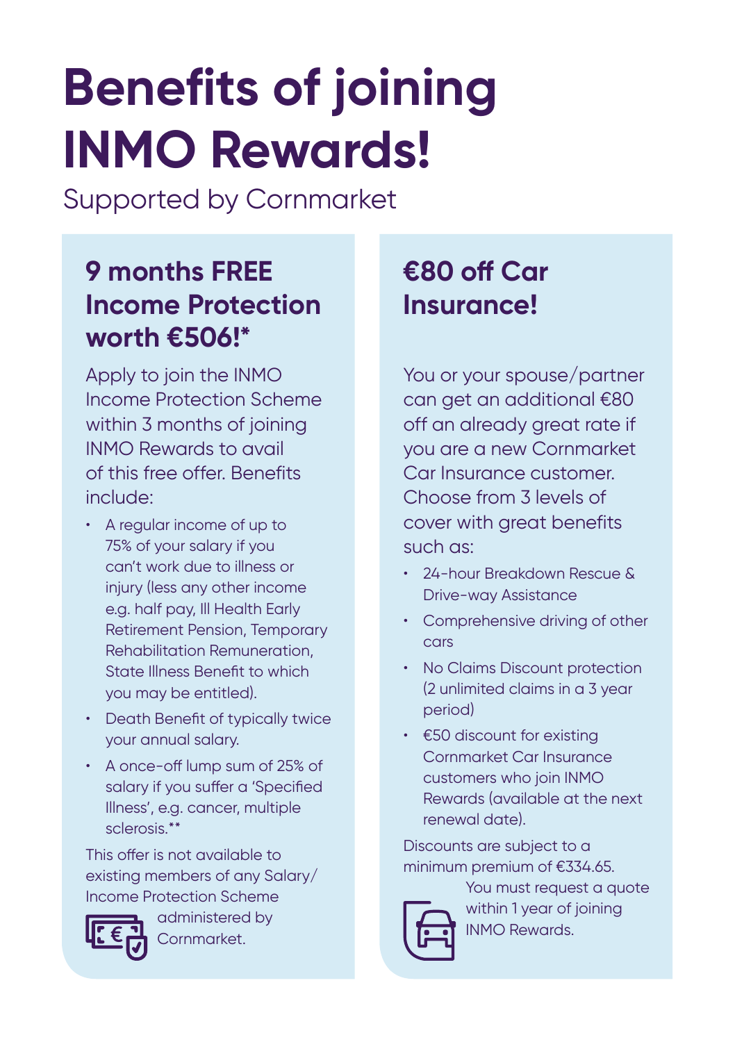# Benefits of joining INMO Rewards!

Supported by Cornmarket

## 9 months FREE Income Protection worth €506!*

Apply to join the INMO Income Protection Scheme within 3 months of joining INMO Rewards to avail of this free offer. Benefits include:

- A regular income of up to 75% of your salary if you can't work due to illness or injury (less any other income e.g. half pay, Ill Health Early Retirement Pension, Temporary Rehabilitation Remuneration, State Illness Benefit to which you may be entitled).
- Death Benefit of typically twice your annual salary.
- A once-off lump sum of 25% of salary if you suffer a 'Specified Illness', e.g. cancer, multiple sclerosis.**

This offer is not available to existing members of any Salary/ Income Protection Scheme administered by Cornmarket.

## €80 off Car Insurance!

You or your spouse/partner can get an additional €80 off an already great rate if you are a new Cornmarket Car Insurance customer. Choose from 3 levels of cover with great benefits such as:

- 24-hour Breakdown Rescue & Drive-way Assistance
- Comprehensive driving of other cars
- No Claims Discount protection (2 unlimited claims in a 3 year period)
- €50 discount for existing Cornmarket Car Insurance customers who join INMO Rewards (available at the next renewal date).

Discounts are subject to a minimum premium of €334.65. You must request a quote within 1 year of joining INMO Rewards.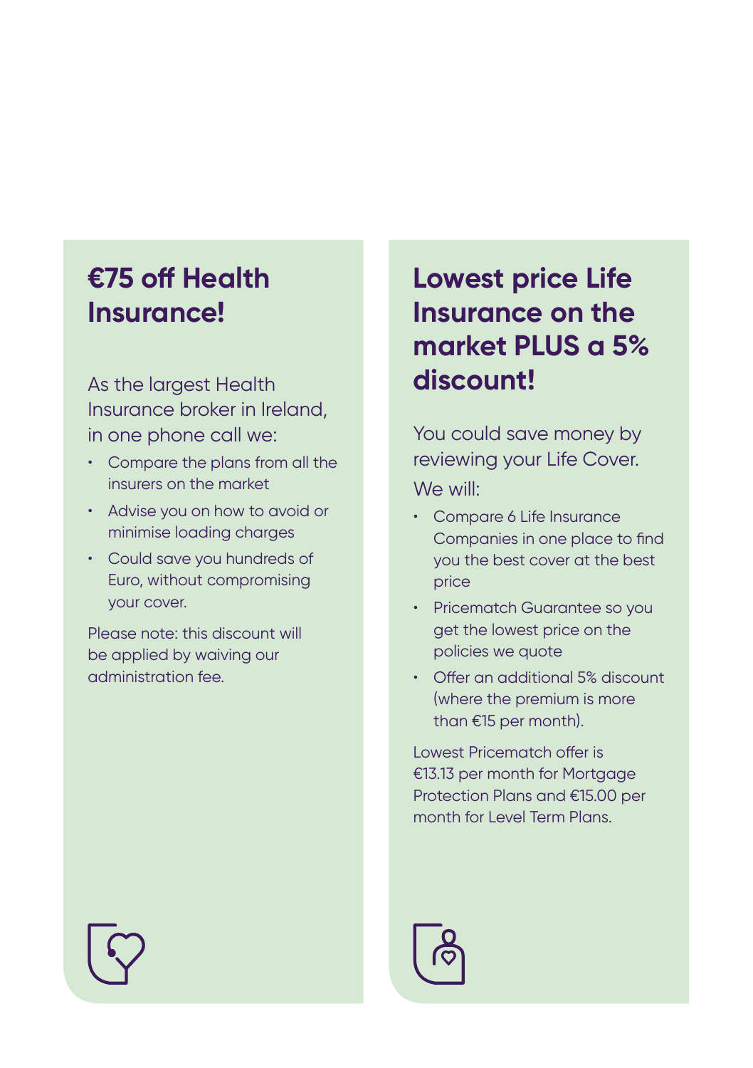## €75 off Health Insurance!

As the largest Health Insurance broker in Ireland, in one phone call we:

- Compare the plans from all the insurers on the market
- Advise you on how to avoid or minimise loading charges
- Could save you hundreds of Euro, without compromising your cover.

Please note: this discount will be applied by waiving our administration fee.

## Lowest price Life Insurance on the market PLUS a 5% discount!

You could save money by reviewing your Life Cover.

We will:

- Compare 6 Life Insurance Companies in one place to find you the best cover at the best price
- Pricematch Guarantee so you get the lowest price on the policies we quote
- Offer an additional 5% discount (where the premium is more than €15 per month).

Lowest Pricematch offer is €13.13 per month for Mortgage Protection Plans and €15.00 per month for Level Term Plans.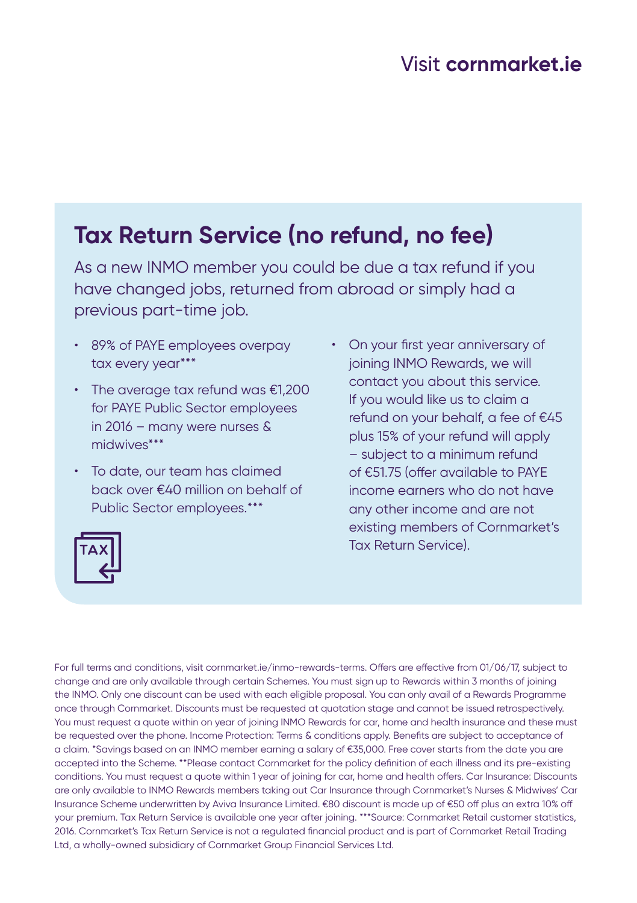Visit **cornmarket.ie**

## Tax Return Service (no refund, no fee)

As a new INMO member you could be due a tax refund if you have changed jobs, returned from abroad or simply had a previous part-time job.

- 89% of PAYE employees overpay tax every year***
- The average tax refund was €1,200 for PAYE Public Sector employees in 2016 – many were nurses & midwives***
- To date, our team has claimed back over €40 million on behalf of Public Sector employees.***
- On your first year anniversary of joining INMO Rewards, we will contact you about this service. If you would like us to claim a refund on your behalf, a fee of €45 plus 15% of your refund will apply – subject to a minimum refund of €51.75 (offer available to PAYE income earners who do not have any other income and are not existing members of Cornmarket's Tax Return Service).

For full terms and conditions, visit cornmarket.ie/inmo-rewards-terms. Offers are effective from 01/06/17, subject to change and are only available through certain Schemes. You must sign up to Rewards within 3 months of joining the INMO. Only one discount can be used with each eligible proposal. You can only avail of a Rewards Programme once through Cornmarket. Discounts must be requested at quotation stage and cannot be issued retrospectively. You must request a quote within on year of joining INMO Rewards for car, home and health insurance and these must be requested over the phone. Income Protection: Terms & conditions apply. Benefits are subject to acceptance of a claim. *Savings based on an INMO member earning a salary of €35,000. Free cover starts from the date you are accepted into the Scheme. **Please contact Cornmarket for the policy definition of each illness and its pre-existing conditions. You must request a quote within 1 year of joining for car, home and health offers. Car Insurance: Discounts are only available to INMO Rewards members taking out Car Insurance through Cornmarket's Nurses & Midwives' Car Insurance Scheme underwritten by Aviva Insurance Limited. €80 discount is made up of €50 off plus an extra 10% off your premium. Tax Return Service is available one year after joining. ***Source: Cornmarket Retail customer statistics, 2016. Cornmarket's Tax Return Service is not a regulated financial product and is part of Cornmarket Retail Trading Ltd, a wholly-owned subsidiary of Cornmarket Group Financial Services Ltd.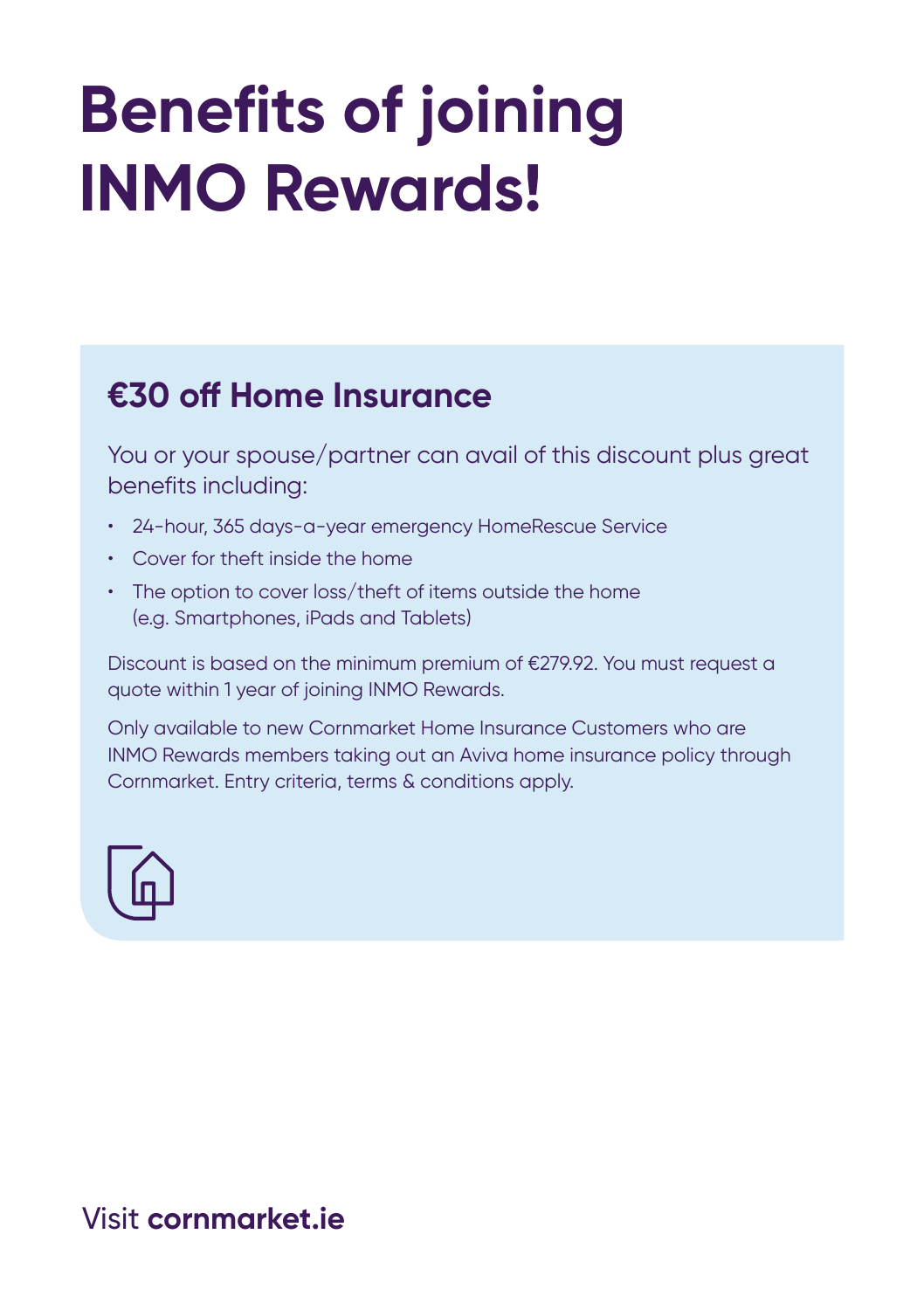# Benefits of joining INMO Rewards!

## €30 off Home Insurance

You or your spouse/partner can avail of this discount plus great benefits including:

- 24-hour, 365 days-a-year emergency HomeRescue Service
- Cover for theft inside the home
- The option to cover loss/theft of items outside the home (e.g. Smartphones, iPads and Tablets)

Discount is based on the minimum premium of €279.92. You must request a quote within 1 year of joining INMO Rewards.

Only available to new Cornmarket Home Insurance Customers who are INMO Rewards members taking out an Aviva home insurance policy through Cornmarket. Entry criteria, terms & conditions apply.

Visit **cornmarket.ie**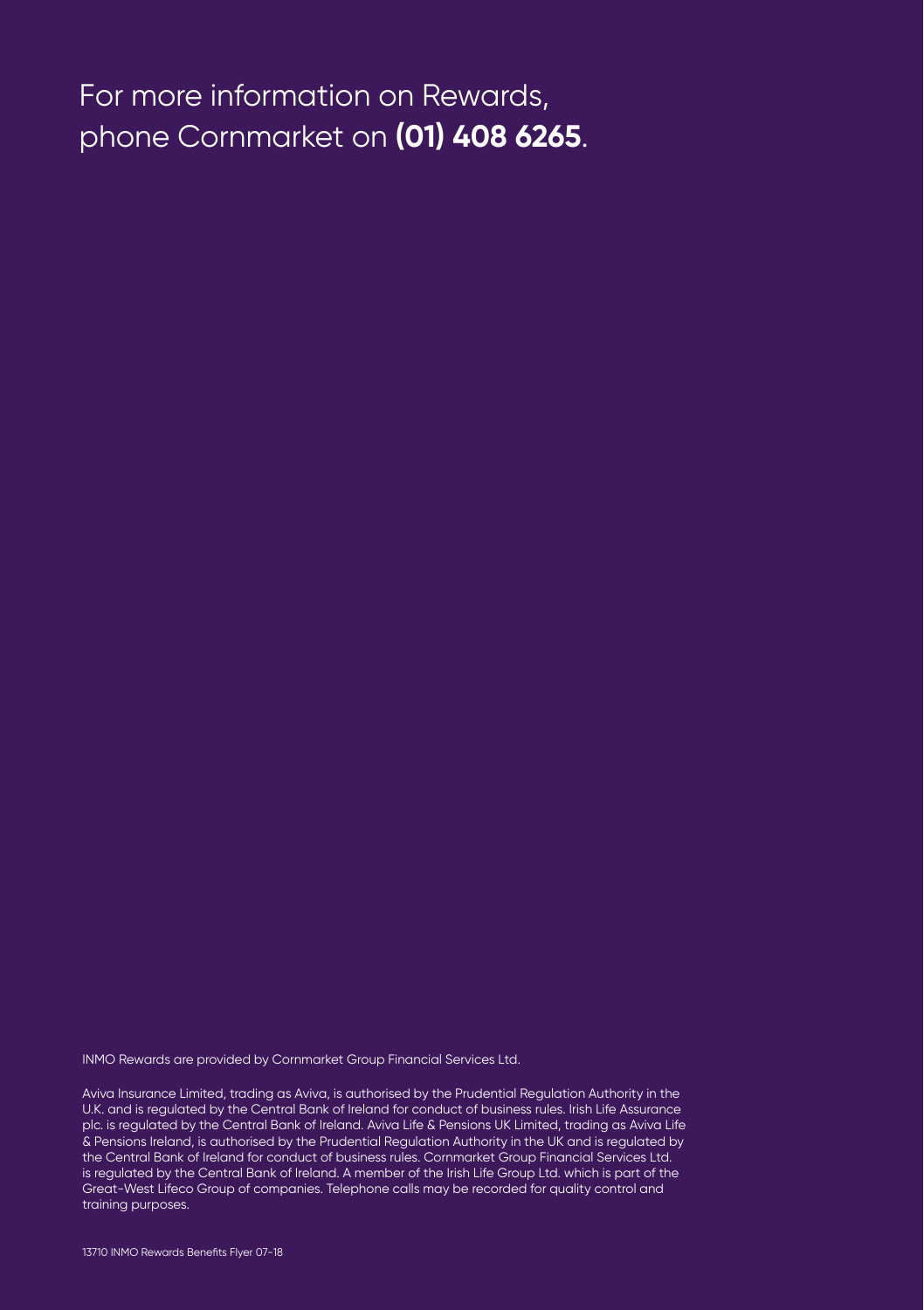For more information on Rewards, phone Cornmarket on **(01) 408 6265**.

INMO Rewards are provided by Cornmarket Group Financial Services Ltd.

Aviva Insurance Limited, trading as Aviva, is authorised by the Prudential Regulation Authority in the U.K. and is regulated by the Central Bank of Ireland for conduct of business rules. Irish Life Assurance plc. is regulated by the Central Bank of Ireland. Aviva Life & Pensions UK Limited, trading as Aviva Life & Pensions Ireland, is authorised by the Prudential Regulation Authority in the UK and is regulated by the Central Bank of Ireland for conduct of business rules. Cornmarket Group Financial Services Ltd. is regulated by the Central Bank of Ireland. A member of the Irish Life Group Ltd. which is part of the Great-West Lifeco Group of companies. Telephone calls may be recorded for quality control and training purposes.

13710 INMO Rewards Benefits Flyer 07-18